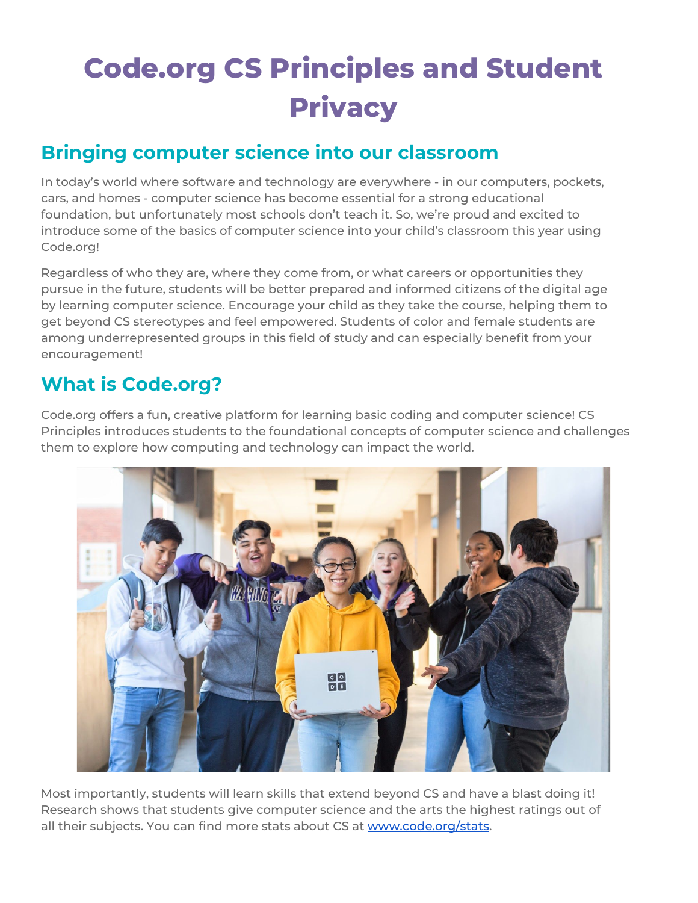# Code.org CS Principles and Student Privacy

## Bringing computer science into our classroom

In today's world where software and technology are everywhere - in our computers, pockets, cars, and homes - computer science has become essential for a strong educational foundation, but unfortunately most schools don't teach it. So, we're proud and excited to introduce some of the basics of computer science into your child's classroom this year using Code.org!

Regardless of who they are, where they come from, or what careers or opportunities they pursue in the future, students will be better prepared and informed citizens of the digital age by learning computer science. Encourage your child as they take the course, helping them to get beyond CS stereotypes and feel empowered. Students of color and female students are among underrepresented groups in this field of study and can especially benefit from your encouragement!

## What is Code.org?

Code.org offers a fun, creative platform for learning basic coding and computer science! CS Principles introduces students to the foundational concepts of computer science and challenges them to explore how computing and technology can impact the world.

Most importantly, students will learn skills that extend beyond CS and have a blast doing it! Research shows that students give computer science and the arts the highest ratings out of all their subjects. You can find more stats about CS at [www.code.org/stats](http://www.code.org/stats).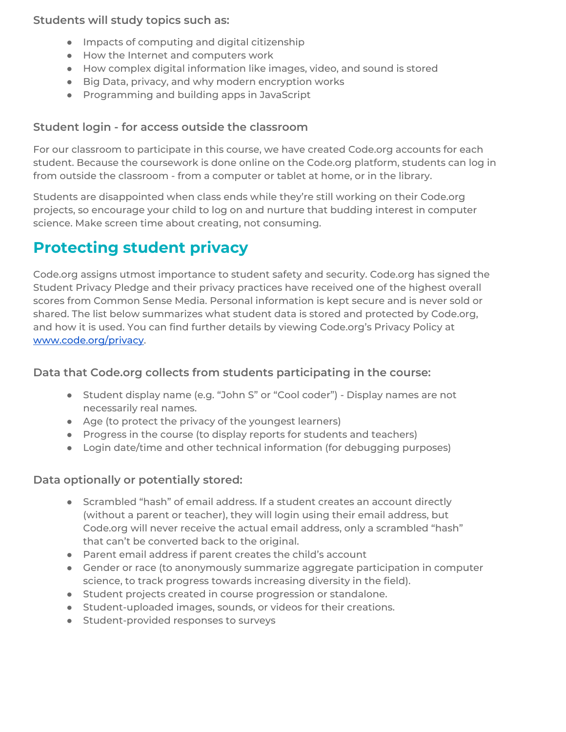### Students will study topics such as:

- Impacts of computing and digital citizenship
- How the Internet and computers work
- How complex digital information like images, video, and sound is stored
- Big Data, privacy, and why modern encryption works
- Programming and building apps in JavaScript

### Student login - for access outside the classroom

For our classroom to participate in this course, we have created Code.org accounts for each student. Because the coursework is done online on the Code.org platform, students can log in from outside the classroom - from a computer or tablet at home, or in the library.

Students are disappointed when class ends while they're still working on their Code.org projects, so encourage your child to log on and nurture that budding interest in computer science. Make screen time about creating, not consuming.

## Protecting student privacy

Code.org assigns utmost importance to student safety and security. Code.org has signed the Student Privacy Pledge and their privacy practices have received one of the highest overall scores from Common Sense Media. Personal information is kept secure and is never sold or shared. The list below summarizes what student data is stored and protected by Code.org, and how it is used. You can find further details by viewing Code.org's Privacy Policy at [www.code.org/privacy](www.code.org/privacy).

### Data that Code.org collects from students participating in the course:

- Student display name (e.g. "John S" or "Cool coder") - Display names are not necessarily real names.
- Age (to protect the privacy of the youngest learners)
- Progress in the course (to display reports for students and teachers)
- Login date/time and other technical information (for debugging purposes)

### Data optionally or potentially stored:

- Scrambled "hash" of email address. If a student creates an account directly (without a parent or teacher), they will login using their email address, but Code.org will never receive the actual email address, only a scrambled "hash" that can't be converted back to the original.
- Parent email address if parent creates the child's account
- Gender or race (to anonymously summarize aggregate participation in computer science, to track progress towards increasing diversity in the field).
- Student projects created in course progression or standalone.
- Student-uploaded images, sounds, or videos for their creations.
- Student-provided responses to surveys